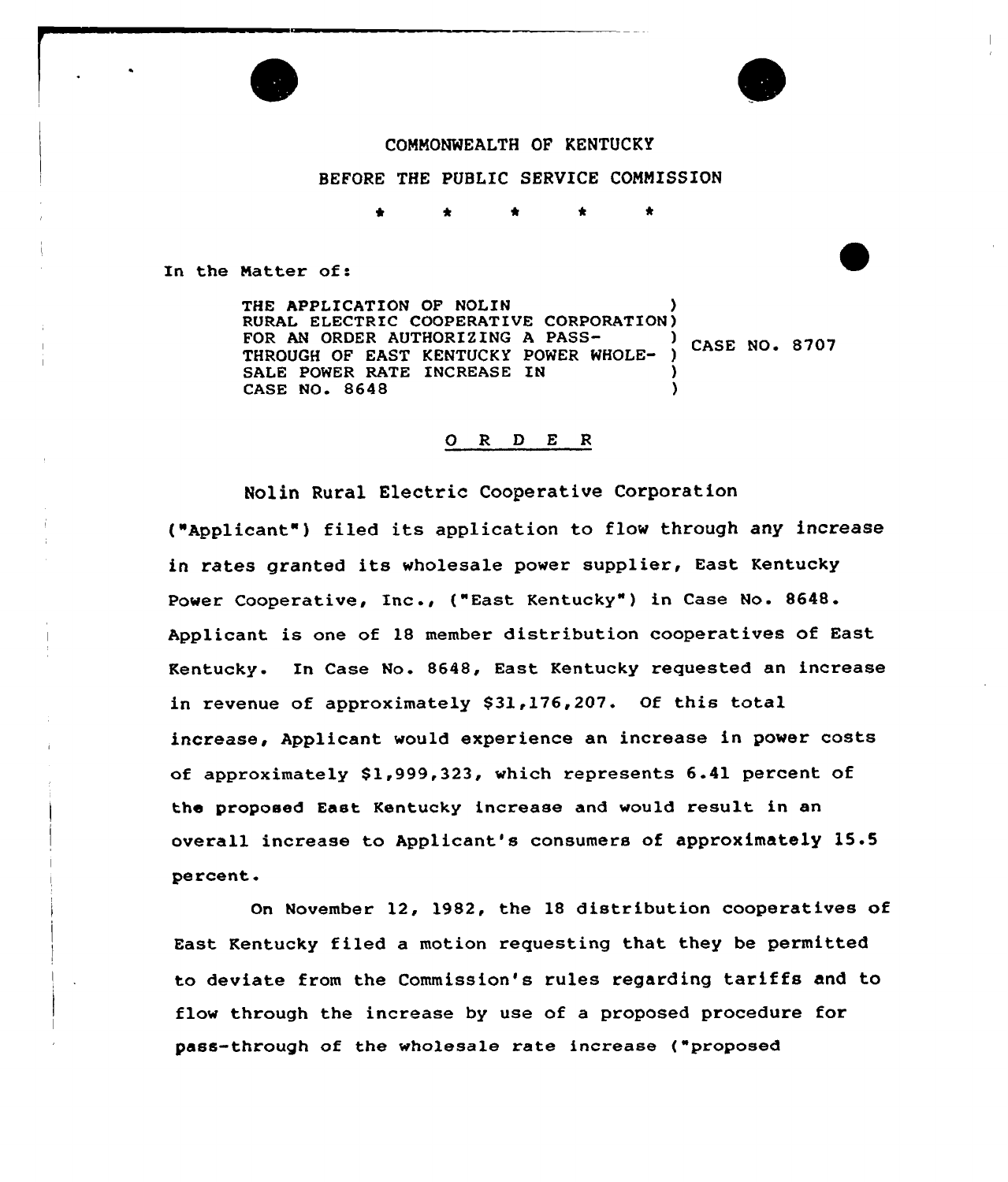COMMONWEALTH OF KENTUCKY

BEFORE THE PUBLIC SERVICE COMMISSION

\* \* \* \* \*

In the Matter of:

| | |
|---|---|
| THE APPLICATION OF NOLIN RURAL ELECTRIC COOPERATIVE CORPORATION FOR AN ORDER AUTHORIZING A PASS-THROUGH OF EAST KENTUCKY POWER WHOLESALE POWER RATE INCREASE IN CASE NO. 8648 | CASE NO. 8707 |

O R D E R

Nolin Rural Electric Cooperative Corporation ("Applicant") filed its application to flow through any increase in rates granted its wholesale power supplier, East Kentucky Power Cooperative, Inc., ("East Kentucky") in Case No. 8648. Applicant is one of 18 member distribution cooperatives of East Kentucky. In Case No. 8648, East Kentucky requested an increase in revenue of approximately $31,176,207. Of this total increase, Applicant would experience an increase in power costs of approximately $1,999,323, which represents 6.41 percent of the proposed East Kentucky increase and would result in an overall increase to Applicant's consumers of approximately 15.5 percent.

On November 12, 1982, the 18 distribution cooperatives of East Kentucky filed a motion requesting that they be permitted to deviate from the Commission's rules regarding tariffs and to flow through the increase by use of a proposed procedure for pass-through of the wholesale rate increase ("proposed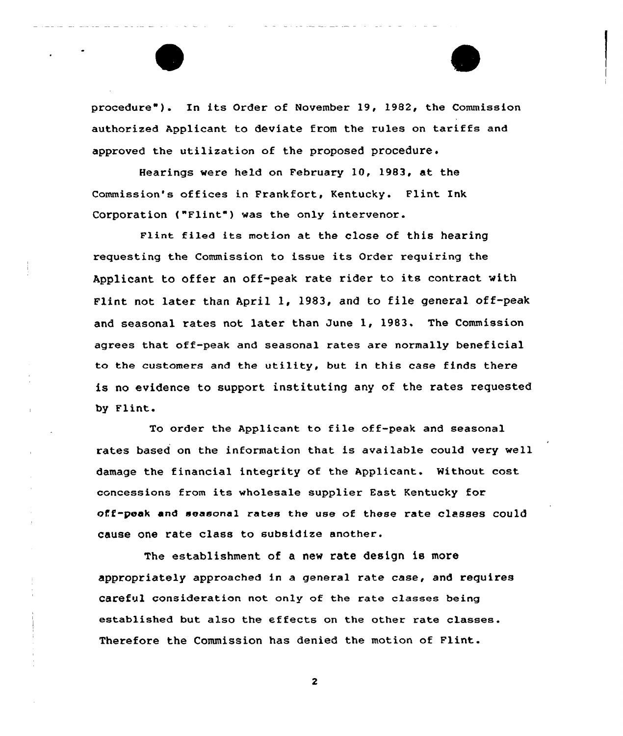procedure"). In its Order of November 19, 1982, the Commission authorized Applicant to deviate from the rules on tariffs and approved the utilization of the proposed procedure.

Hearings were held on February 10, 1983, at the Commission's offices in Frankfort, Kentucky. Flint Ink Corporation ("Flint") was the only intervenor.

Flint filed its motion at the close of this hearing requesting the Commission to issue its Order requiring the Applicant to offer an off-peak rate rider to its contract with Flint not later than April 1, 1983, and to file general off-peak and seasonal rates not later than June 1, 1983. The Commission agrees that off-peak and seasonal rates are normally beneficial to the customers and the utility, but in this case finds there is no evidence to support instituting any of the rates requested by Flint.

To order the Applicant to file off-peak and seasonal rates based on the information that is available could very well damage the financial integrity of the Applicant. Without cost concessions from its wholesale supplier East Kentucky for off-peak and seasonal rates the use of these rate classes could cause one rate class to subsidize another.

The establishment of a new rate design is more appropriately approached in a general rate case, and requires careful consideration not only of the rate classes being established but also the effects on the other rate classes. Therefore the Commission has denied the motion of Flint.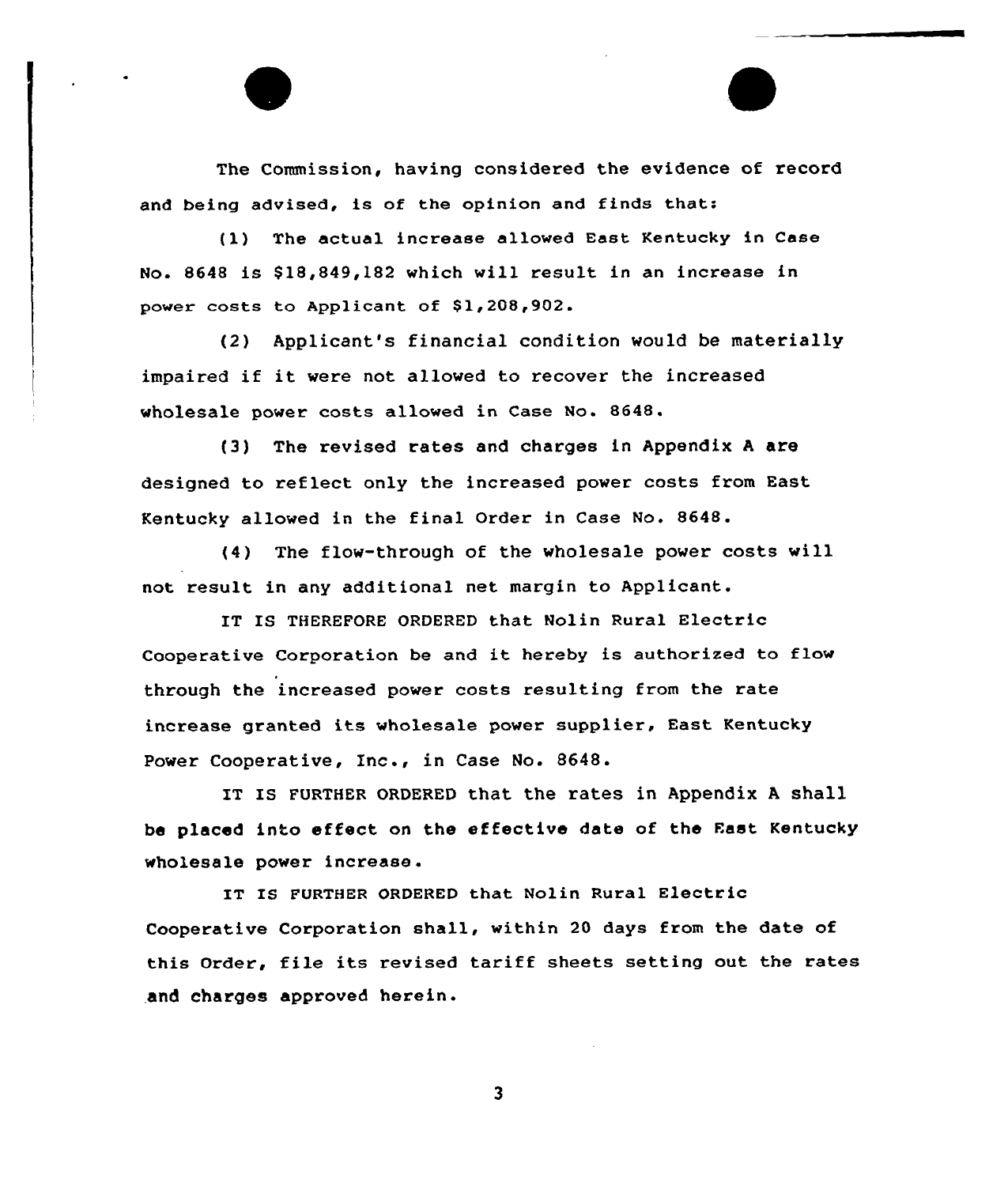The Commission, having considered the evidence of record and being advised, is of the opinion and finds that:

(1) The actual increase allowed East Kentucky in Case No. 8648 is $18,849,182 which will result in an increase in power costs to Applicant of $1,208,902.

(2) Applicant's financial condition would be materially impaired if it were not allowed to recover the increased wholesale power costs allowed in Case No. 8648.

(3) The revised rates and charges in Appendix A are designed to reflect only the increased power costs from East Kentucky allowed in the final Order in Case No. 8648.

(4) The flow-through of the wholesale power costs will not result in any additional net margin to Applicant.

IT IS THEREFORE ORDERED that Nolin Rural Electric Cooperative Corporation be and it hereby is authorized to flow through the increased power costs resulting from the rate increase granted its wholesale power supplier, East Kentucky Power Cooperative, Inc., in Case No. 8648.

IT IS FURTHER ORDERED that the rates in Appendix A shall be placed into effect on the effective date of the East Kentucky wholesale power increase.

IT IS FURTHER ORDERED that Nolin Rural Electric Cooperative Corporation shall, within 20 days from the date of this Order, file its revised tariff sheets setting out the rates and charges approved herein.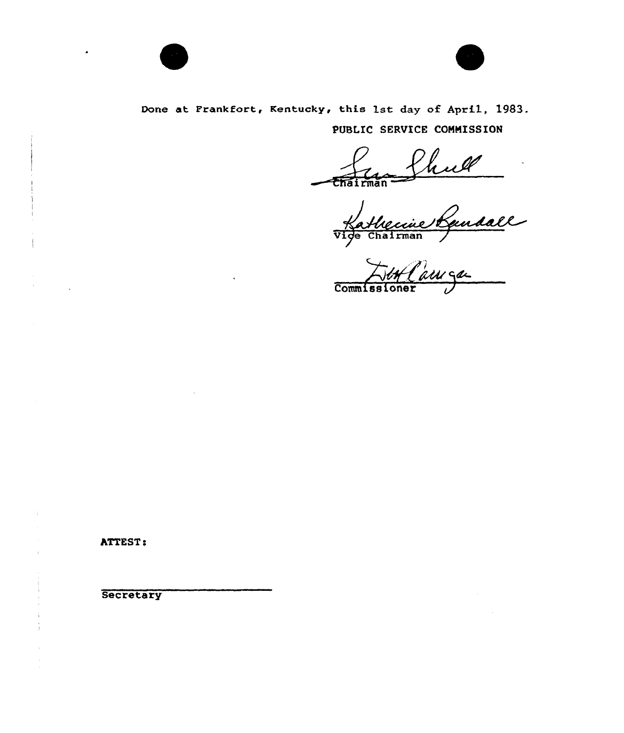Done at Frankfort, Kentucky, this 1st day of April, 1983.

PUBLIC SERVICE COMMISSION

Chairman

Vice Chairman

Commissioner

ATTEST:

Secretary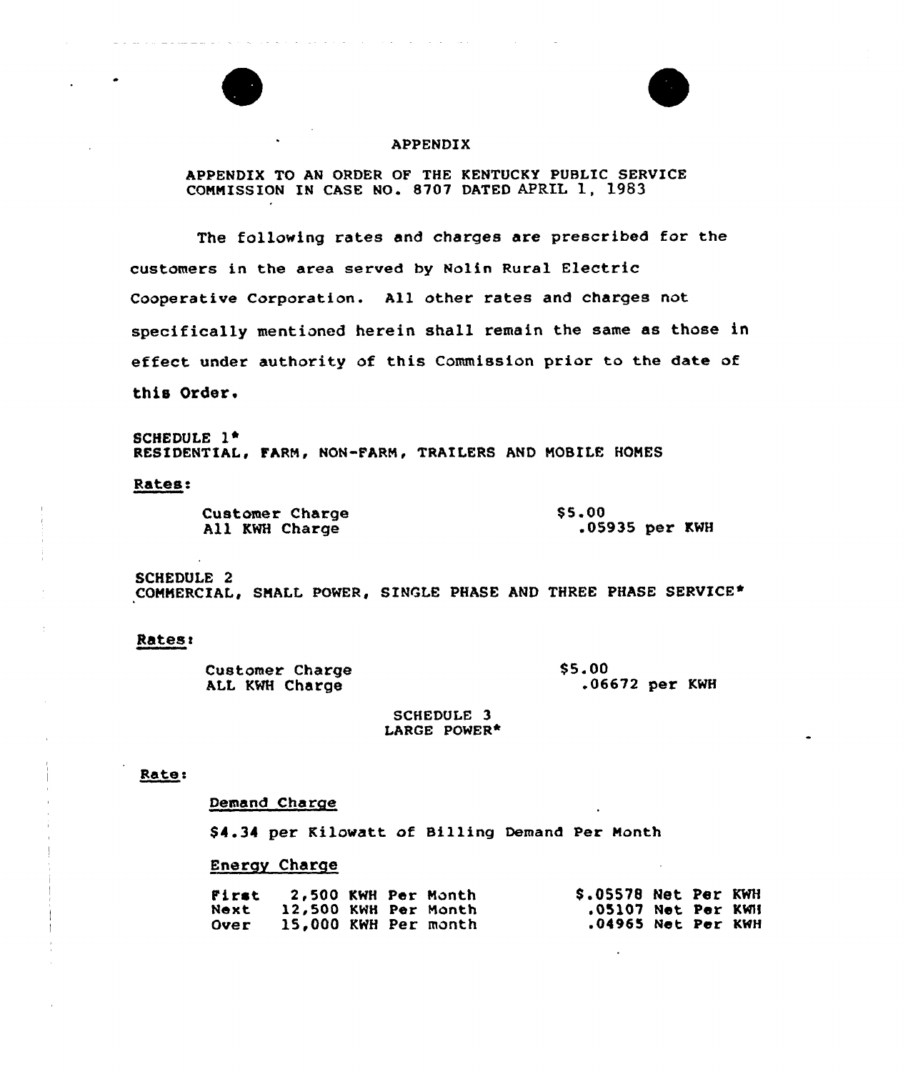# APPENDIX

APPENDIX TO AN ORDER OF THE KENTUCKY PUBLIC SERVICE COMMISSION IN CASE NO. 8707 DATED APRIL 1, 1983

The following rates and charges are prescribed for the customers in the area served by Nolin Rural Electric Cooperative Corporation. All other rates and charges not specifically mentioned herein shall remain the same as those in effect under authority of this Commission prior to the date of this Order.

SCHEDULE 1*
RESIDENTIAL, FARM, NON-FARM, TRAILERS AND MOBILE HOMES

Rates:

| | |
|---|---|
| Customer Charge | $5.00 |
| All KWH Charge | .05935 per KWH |

SCHEDULE 2
COMMERCIAL, SMALL POWER, SINGLE PHASE AND THREE PHASE SERVICE*

Rates:

| | |
|---|---|
| Customer Charge | $5.00 |
| ALL KWH Charge | .06672 per KWH |

SCHEDULE 3
LARGE POWER*

Rate:

Demand Charge

$4.34 per Kilowatt of Billing Demand Per Month

Energy Charge

| | | |
|---|---|---|
| First | 2,500 KWH Per Month | $.05578 Net Per KWH |
| Next | 12,500 KWH Per Month | .05107 Net Per KWH |
| Over | 15,000 KWH Per month | .04965 Net Per KWH |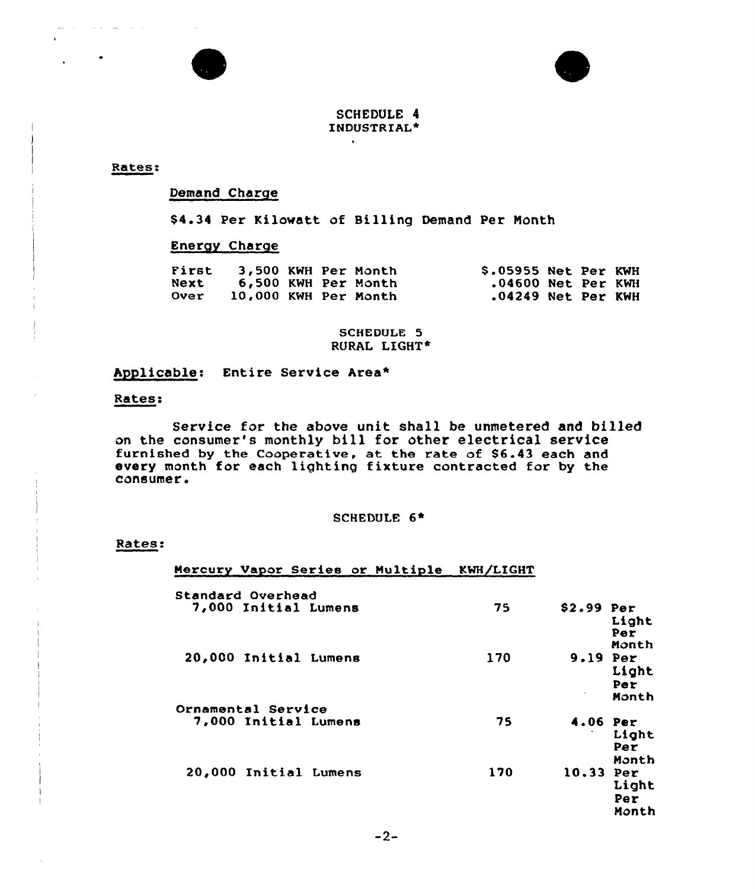## SCHEDULE 4
### INDUSTRIAL*

**Rates:**

Demand Charge

$4.34 Per Kilowatt of Billing Demand Per Month

Energy Charge

| | | |
|---|---|---|
| First | 3,500 KWH Per Month | $.05955 Net Per KWH |
| Next | 6,500 KWH Per Month | .04600 Net Per KWH |
| Over | 10,000 KWH Per Month | .04249 Net Per KWH |

## SCHEDULE 5
### RURAL LIGHT*

**Applicable:** Entire Service Area*

**Rates:**

Service for the above unit shall be unmetered and billed on the consumer's monthly bill for other electrical service furnished by the Cooperative, at the rate of $6.43 each and every month for each lighting fixture contracted for by the consumer.

## SCHEDULE 6*

**Rates:**

| Mercury Vapor Series or Multiple | KWH/LIGHT | |
|---|---|---|
| Standard Overhead | | |
| 7,000 Initial Lumens | 75 | $2.99 Per Light Per Month |
| 20,000 Initial Lumens | 170 | 9.19 Per Light Per Month |
| Ornamental Service | | |
| 7,000 Initial Lumens | 75 | 4.06 Per Light Per Month |
| 20,000 Initial Lumens | 170 | 10.33 Per Light Per Month |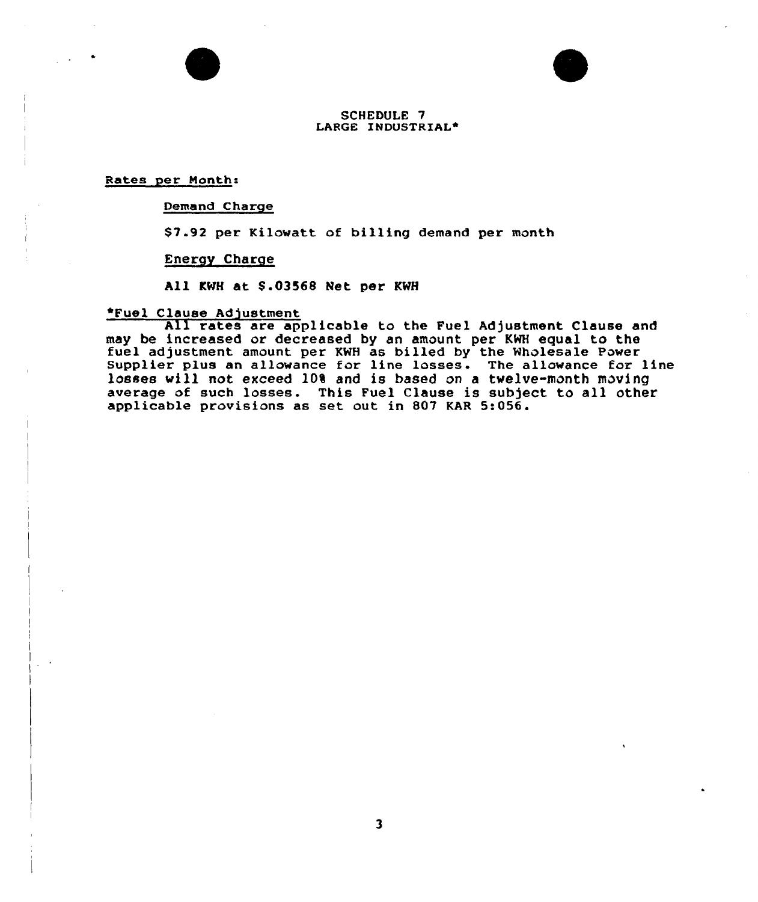# SCHEDULE 7
## LARGE INDUSTRIAL*

Rates per Month:

Demand Charge

$7.92 per Kilowatt of billing demand per month

Energy Charge

All KWH at $.03568 Net per KWH

*Fuel Clause Adjustment

All rates are applicable to the Fuel Adjustment Clause and may be increased or decreased by an amount per KWH equal to the fuel adjustment amount per KWH as billed by the Wholesale Power Supplier plus an allowance for line losses. The allowance for line losses will not exceed 10% and is based on a twelve-month moving average of such losses. This Fuel Clause is subject to all other applicable provisions as set out in 807 KAR 5:056.